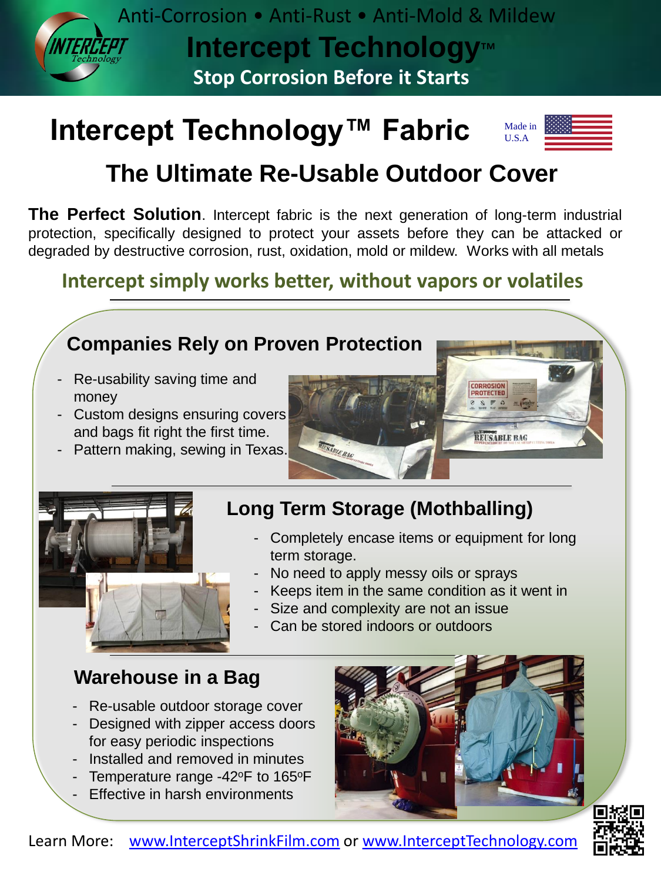Anti-Corrosion • Anti-Rust • Anti-Mold & Mildew

# Intercept Technology™

**Stop Corrosion Before it Starts**

# Intercept Technology™ Fabric

Made in U.S.A

## The Ultimate Re-Usable Outdoor Cover

**The Perfect Solution**. Intercept fabric is the next generation of long-term industrial protection, specifically designed to protect your assets before they can be attacked or degraded by destructive corrosion, rust, oxidation, mold or mildew. Works with all metals

**Intercept simply works better, without vapors or volatiles**

### Companies Rely on Proven Protection

- Re-usability saving time and money
- Custom designs ensuring covers and bags fit right the first time.
- Pattern making, sewing in Texas.

### Long Term Storage (Mothballing)

- Completely encase items or equipment for long term storage.
- No need to apply messy oils or sprays
- Keeps item in the same condition as it went in
- Size and complexity are not an issue
- Can be stored indoors or outdoors

### Warehouse in a Bag

- Re-usable outdoor storage cover
- Designed with zipper access doors for easy periodic inspections
- Installed and removed in minutes
- Temperature range -42°F to 165°F
- Effective in harsh environments

Learn More: www.InterceptShrinkFilm.com or www.InterceptTechnology.com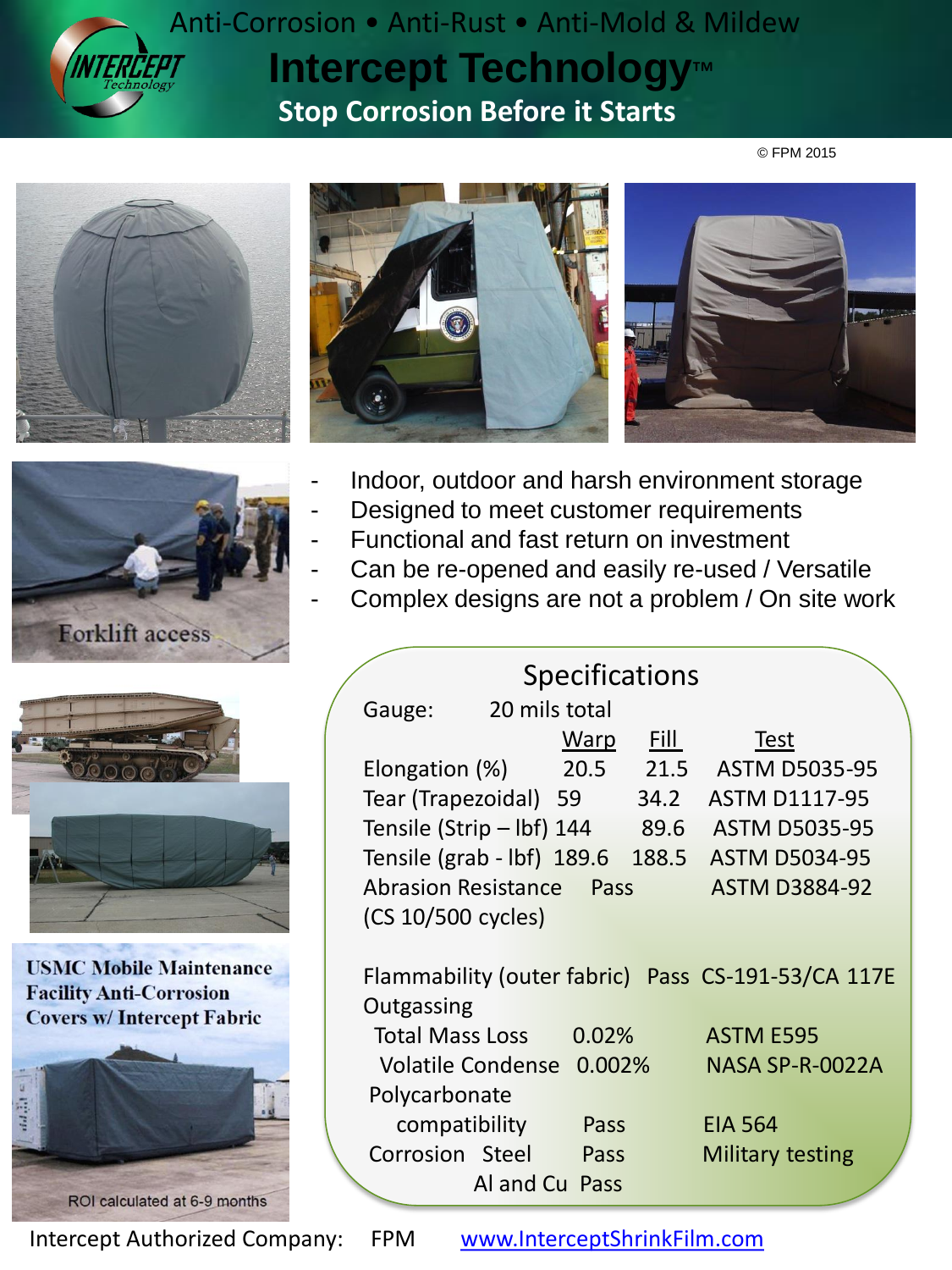# Intercept Technology™

Anti-Corrosion • Anti-Rust • Anti-Mold & Mildew

## Stop Corrosion Before it Starts

© FPM 2015

Forklift access

USMC Mobile Maintenance Facility Anti-Corrosion Covers w/ Intercept Fabric

ROI calculated at 6-9 months

- Indoor, outdoor and harsh environment storage
- Designed to meet customer requirements
- Functional and fast return on investment
- Can be re-opened and easily re-used / Versatile
- Complex designs are not a problem / On site work

## Specifications

Gauge: 20 mils total

| | Warp | Fill | Test |
|---|---|---|---|
| Elongation (%) | 20.5 | 21.5 | ASTM D5035-95 |
| Tear (Trapezoidal) | 59 | 34.2 | ASTM D1117-95 |
| Tensile (Strip – lbf) | 144 | 89.6 | ASTM D5035-95 |
| Tensile (grab - lbf) | 189.6 | 188.5 | ASTM D5034-95 |
| Abrasion Resistance (CS 10/500 cycles) | Pass | | ASTM D3884-92 |

| | | |
|---|---|---|
| Flammability (outer fabric) | Pass | CS-191-53/CA 117E |
| Outgassing | | |
| Total Mass Loss | 0.02% | ASTM E595 |
| Volatile Condense | 0.002% | NASA SP-R-0022A |
| Polycarbonate compatibility | Pass | EIA 564 |
| Corrosion Steel | Pass | Military testing |
| Al and Cu | Pass | |

Intercept Authorized Company: FPM [www.InterceptShrinkFilm.com](http://www.InterceptShrinkFilm.com)